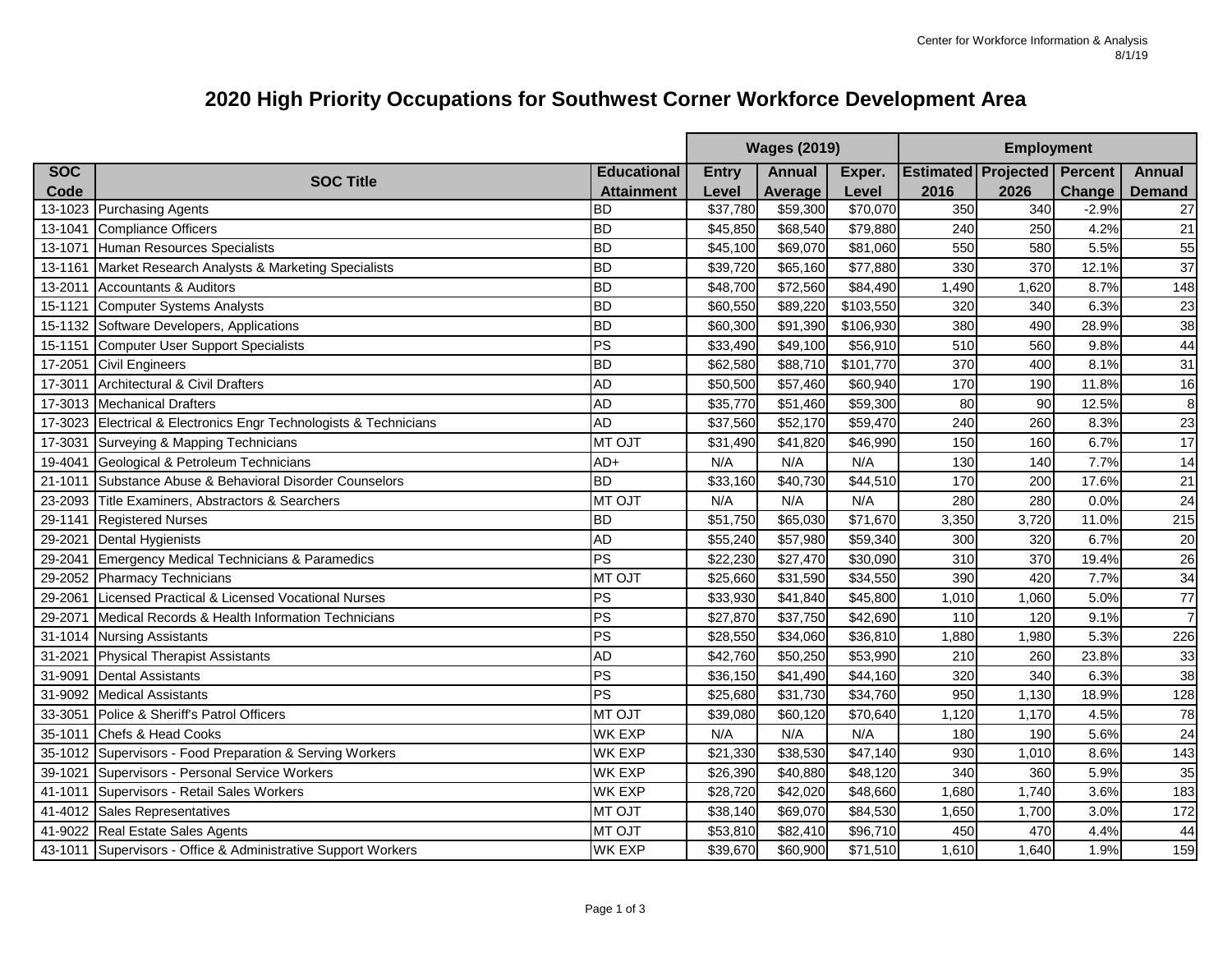Center for Workforce Information & Analysis
8/1/19

# 2020 High Priority Occupations for Southwest Corner Workforce Development Area

| | | | Wages (2019) | | | Employment | | | |
|---|---|---|---|---|---|---|---|---|---|
| SOC Code | SOC Title | Educational Attainment | Entry Level | Annual Average | Exper. Level | Estimated 2016 | Projected 2026 | Percent Change | Annual Demand |
| 13-1023 | Purchasing Agents | BD | $37,780 | $59,300 | $70,070 | 350 | 340 | -2.9% | 27 |
| 13-1041 | Compliance Officers | BD | $45,850 | $68,540 | $79,880 | 240 | 250 | 4.2% | 21 |
| 13-1071 | Human Resources Specialists | BD | $45,100 | $69,070 | $81,060 | 550 | 580 | 5.5% | 55 |
| 13-1161 | Market Research Analysts & Marketing Specialists | BD | $39,720 | $65,160 | $77,880 | 330 | 370 | 12.1% | 37 |
| 13-2011 | Accountants & Auditors | BD | $48,700 | $72,560 | $84,490 | 1,490 | 1,620 | 8.7% | 148 |
| 15-1121 | Computer Systems Analysts | BD | $60,550 | $89,220 | $103,550 | 320 | 340 | 6.3% | 23 |
| 15-1132 | Software Developers, Applications | BD | $60,300 | $91,390 | $106,930 | 380 | 490 | 28.9% | 38 |
| 15-1151 | Computer User Support Specialists | PS | $33,490 | $49,100 | $56,910 | 510 | 560 | 9.8% | 44 |
| 17-2051 | Civil Engineers | BD | $62,580 | $88,710 | $101,770 | 370 | 400 | 8.1% | 31 |
| 17-3011 | Architectural & Civil Drafters | AD | $50,500 | $57,460 | $60,940 | 170 | 190 | 11.8% | 16 |
| 17-3013 | Mechanical Drafters | AD | $35,770 | $51,460 | $59,300 | 80 | 90 | 12.5% | 8 |
| 17-3023 | Electrical & Electronics Engr Technologists & Technicians | AD | $37,560 | $52,170 | $59,470 | 240 | 260 | 8.3% | 23 |
| 17-3031 | Surveying & Mapping Technicians | MT OJT | $31,490 | $41,820 | $46,990 | 150 | 160 | 6.7% | 17 |
| 19-4041 | Geological & Petroleum Technicians | AD+ | N/A | N/A | N/A | 130 | 140 | 7.7% | 14 |
| 21-1011 | Substance Abuse & Behavioral Disorder Counselors | BD | $33,160 | $40,730 | $44,510 | 170 | 200 | 17.6% | 21 |
| 23-2093 | Title Examiners, Abstractors & Searchers | MT OJT | N/A | N/A | N/A | 280 | 280 | 0.0% | 24 |
| 29-1141 | Registered Nurses | BD | $51,750 | $65,030 | $71,670 | 3,350 | 3,720 | 11.0% | 215 |
| 29-2021 | Dental Hygienists | AD | $55,240 | $57,980 | $59,340 | 300 | 320 | 6.7% | 20 |
| 29-2041 | Emergency Medical Technicians & Paramedics | PS | $22,230 | $27,470 | $30,090 | 310 | 370 | 19.4% | 26 |
| 29-2052 | Pharmacy Technicians | MT OJT | $25,660 | $31,590 | $34,550 | 390 | 420 | 7.7% | 34 |
| 29-2061 | Licensed Practical & Licensed Vocational Nurses | PS | $33,930 | $41,840 | $45,800 | 1,010 | 1,060 | 5.0% | 77 |
| 29-2071 | Medical Records & Health Information Technicians | PS | $27,870 | $37,750 | $42,690 | 110 | 120 | 9.1% | 7 |
| 31-1014 | Nursing Assistants | PS | $28,550 | $34,060 | $36,810 | 1,880 | 1,980 | 5.3% | 226 |
| 31-2021 | Physical Therapist Assistants | AD | $42,760 | $50,250 | $53,990 | 210 | 260 | 23.8% | 33 |
| 31-9091 | Dental Assistants | PS | $36,150 | $41,490 | $44,160 | 320 | 340 | 6.3% | 38 |
| 31-9092 | Medical Assistants | PS | $25,680 | $31,730 | $34,760 | 950 | 1,130 | 18.9% | 128 |
| 33-3051 | Police & Sheriff's Patrol Officers | MT OJT | $39,080 | $60,120 | $70,640 | 1,120 | 1,170 | 4.5% | 78 |
| 35-1011 | Chefs & Head Cooks | WK EXP | N/A | N/A | N/A | 180 | 190 | 5.6% | 24 |
| 35-1012 | Supervisors - Food Preparation & Serving Workers | WK EXP | $21,330 | $38,530 | $47,140 | 930 | 1,010 | 8.6% | 143 |
| 39-1021 | Supervisors - Personal Service Workers | WK EXP | $26,390 | $40,880 | $48,120 | 340 | 360 | 5.9% | 35 |
| 41-1011 | Supervisors - Retail Sales Workers | WK EXP | $28,720 | $42,020 | $48,660 | 1,680 | 1,740 | 3.6% | 183 |
| 41-4012 | Sales Representatives | MT OJT | $38,140 | $69,070 | $84,530 | 1,650 | 1,700 | 3.0% | 172 |
| 41-9022 | Real Estate Sales Agents | MT OJT | $53,810 | $82,410 | $96,710 | 450 | 470 | 4.4% | 44 |
| 43-1011 | Supervisors - Office & Administrative Support Workers | WK EXP | $39,670 | $60,900 | $71,510 | 1,610 | 1,640 | 1.9% | 159 |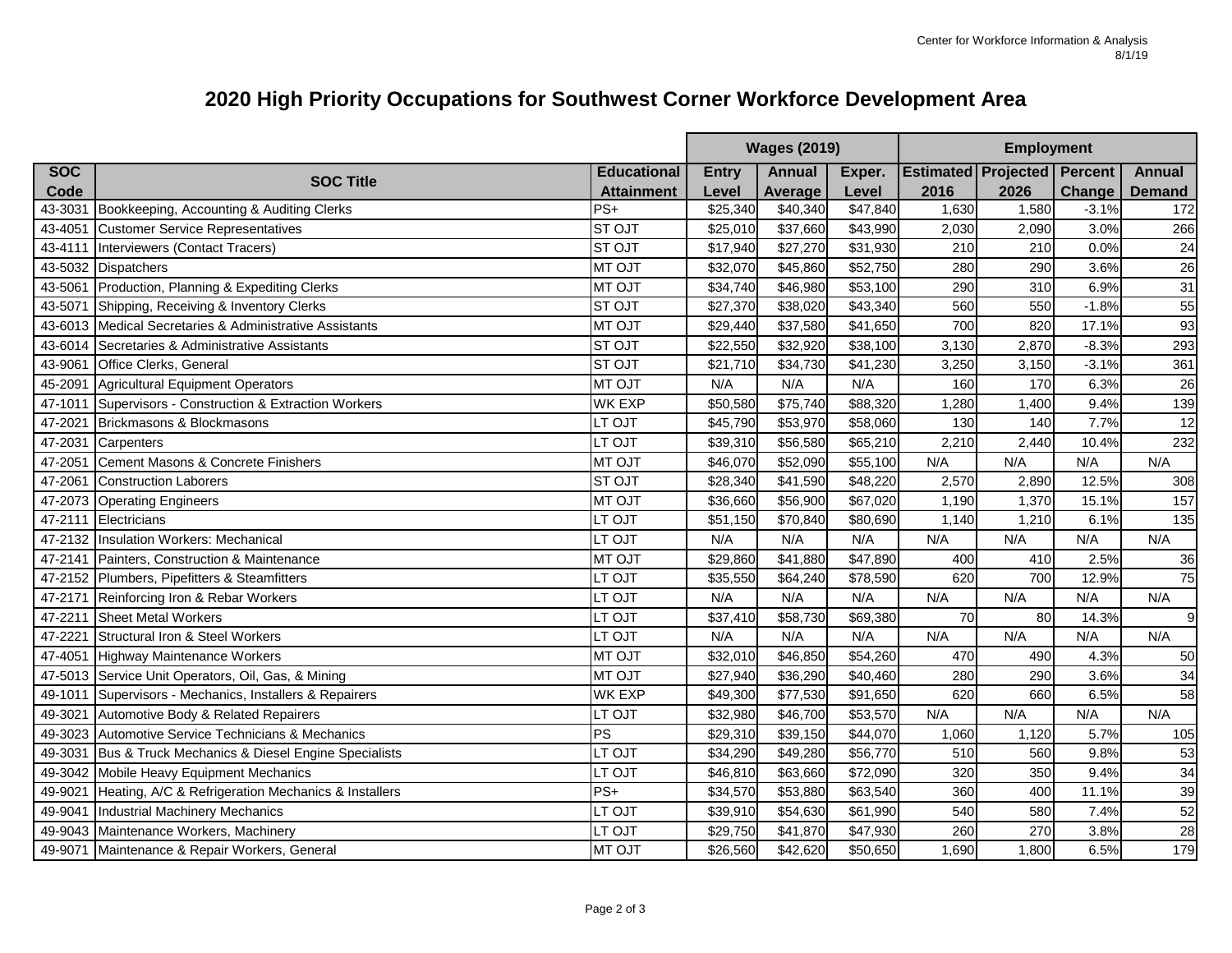Center for Workforce Information & Analysis
8/1/19

# 2020 High Priority Occupations for Southwest Corner Workforce Development Area

| | | | Wages (2019) | | | Employment | | | |
|---|---|---|---|---|---|---|---|---|---|
| SOC Code | SOC Title | Educational Attainment | Entry Level | Annual Average | Exper. Level | Estimated 2016 | Projected 2026 | Percent Change | Annual Demand |
| 43-3031 | Bookkeeping, Accounting & Auditing Clerks | PS+ | $25,340 | $40,340 | $47,840 | 1,630 | 1,580 | -3.1% | 172 |
| 43-4051 | Customer Service Representatives | ST OJT | $25,010 | $37,660 | $43,990 | 2,030 | 2,090 | 3.0% | 266 |
| 43-4111 | Interviewers (Contact Tracers) | ST OJT | $17,940 | $27,270 | $31,930 | 210 | 210 | 0.0% | 24 |
| 43-5032 | Dispatchers | MT OJT | $32,070 | $45,860 | $52,750 | 280 | 290 | 3.6% | 26 |
| 43-5061 | Production, Planning & Expediting Clerks | MT OJT | $34,740 | $46,980 | $53,100 | 290 | 310 | 6.9% | 31 |
| 43-5071 | Shipping, Receiving & Inventory Clerks | ST OJT | $27,370 | $38,020 | $43,340 | 560 | 550 | -1.8% | 55 |
| 43-6013 | Medical Secretaries & Administrative Assistants | MT OJT | $29,440 | $37,580 | $41,650 | 700 | 820 | 17.1% | 93 |
| 43-6014 | Secretaries & Administrative Assistants | ST OJT | $22,550 | $32,920 | $38,100 | 3,130 | 2,870 | -8.3% | 293 |
| 43-9061 | Office Clerks, General | ST OJT | $21,710 | $34,730 | $41,230 | 3,250 | 3,150 | -3.1% | 361 |
| 45-2091 | Agricultural Equipment Operators | MT OJT | N/A | N/A | N/A | 160 | 170 | 6.3% | 26 |
| 47-1011 | Supervisors - Construction & Extraction Workers | WK EXP | $50,580 | $75,740 | $88,320 | 1,280 | 1,400 | 9.4% | 139 |
| 47-2021 | Brickmasons & Blockmasons | LT OJT | $45,790 | $53,970 | $58,060 | 130 | 140 | 7.7% | 12 |
| 47-2031 | Carpenters | LT OJT | $39,310 | $56,580 | $65,210 | 2,210 | 2,440 | 10.4% | 232 |
| 47-2051 | Cement Masons & Concrete Finishers | MT OJT | $46,070 | $52,090 | $55,100 | N/A | N/A | N/A | N/A |
| 47-2061 | Construction Laborers | ST OJT | $28,340 | $41,590 | $48,220 | 2,570 | 2,890 | 12.5% | 308 |
| 47-2073 | Operating Engineers | MT OJT | $36,660 | $56,900 | $67,020 | 1,190 | 1,370 | 15.1% | 157 |
| 47-2111 | Electricians | LT OJT | $51,150 | $70,840 | $80,690 | 1,140 | 1,210 | 6.1% | 135 |
| 47-2132 | Insulation Workers: Mechanical | LT OJT | N/A | N/A | N/A | N/A | N/A | N/A | N/A |
| 47-2141 | Painters, Construction & Maintenance | MT OJT | $29,860 | $41,880 | $47,890 | 400 | 410 | 2.5% | 36 |
| 47-2152 | Plumbers, Pipefitters & Steamfitters | LT OJT | $35,550 | $64,240 | $78,590 | 620 | 700 | 12.9% | 75 |
| 47-2171 | Reinforcing Iron & Rebar Workers | LT OJT | N/A | N/A | N/A | N/A | N/A | N/A | N/A |
| 47-2211 | Sheet Metal Workers | LT OJT | $37,410 | $58,730 | $69,380 | 70 | 80 | 14.3% | 9 |
| 47-2221 | Structural Iron & Steel Workers | LT OJT | N/A | N/A | N/A | N/A | N/A | N/A | N/A |
| 47-4051 | Highway Maintenance Workers | MT OJT | $32,010 | $46,850 | $54,260 | 470 | 490 | 4.3% | 50 |
| 47-5013 | Service Unit Operators, Oil, Gas, & Mining | MT OJT | $27,940 | $36,290 | $40,460 | 280 | 290 | 3.6% | 34 |
| 49-1011 | Supervisors - Mechanics, Installers & Repairers | WK EXP | $49,300 | $77,530 | $91,650 | 620 | 660 | 6.5% | 58 |
| 49-3021 | Automotive Body & Related Repairers | LT OJT | $32,980 | $46,700 | $53,570 | N/A | N/A | N/A | N/A |
| 49-3023 | Automotive Service Technicians & Mechanics | PS | $29,310 | $39,150 | $44,070 | 1,060 | 1,120 | 5.7% | 105 |
| 49-3031 | Bus & Truck Mechanics & Diesel Engine Specialists | LT OJT | $34,290 | $49,280 | $56,770 | 510 | 560 | 9.8% | 53 |
| 49-3042 | Mobile Heavy Equipment Mechanics | LT OJT | $46,810 | $63,660 | $72,090 | 320 | 350 | 9.4% | 34 |
| 49-9021 | Heating, A/C & Refrigeration Mechanics & Installers | PS+ | $34,570 | $53,880 | $63,540 | 360 | 400 | 11.1% | 39 |
| 49-9041 | Industrial Machinery Mechanics | LT OJT | $39,910 | $54,630 | $61,990 | 540 | 580 | 7.4% | 52 |
| 49-9043 | Maintenance Workers, Machinery | LT OJT | $29,750 | $41,870 | $47,930 | 260 | 270 | 3.8% | 28 |
| 49-9071 | Maintenance & Repair Workers, General | MT OJT | $26,560 | $42,620 | $50,650 | 1,690 | 1,800 | 6.5% | 179 |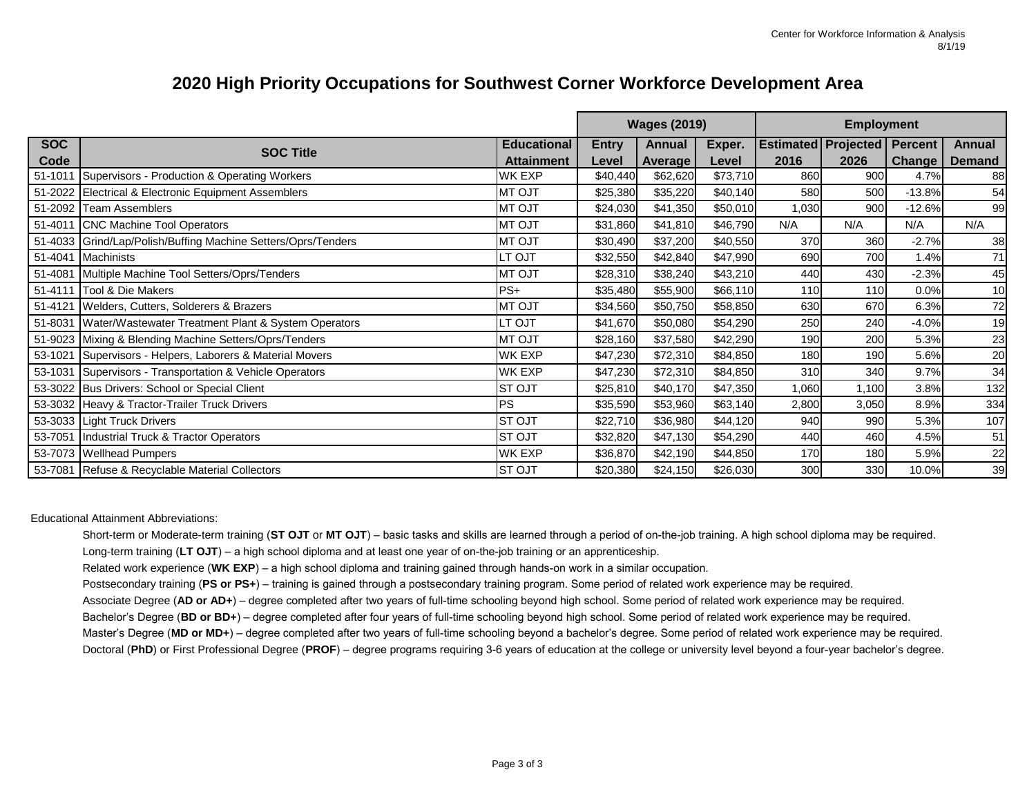# 2020 High Priority Occupations for Southwest Corner Workforce Development Area

| | | | Wages (2019) | | | Employment | | | |
|---|---|---|---|---|---|---|---|---|---|
| SOC Code | SOC Title | Educational Attainment | Entry Level | Annual Average | Exper. Level | Estimated 2016 | Projected 2026 | Percent Change | Annual Demand |
| 51-1011 | Supervisors - Production & Operating Workers | WK EXP | $40,440 | $62,620 | $73,710 | 860 | 900 | 4.7% | 88 |
| 51-2022 | Electrical & Electronic Equipment Assemblers | MT OJT | $25,380 | $35,220 | $40,140 | 580 | 500 | -13.8% | 54 |
| 51-2092 | Team Assemblers | MT OJT | $24,030 | $41,350 | $50,010 | 1,030 | 900 | -12.6% | 99 |
| 51-4011 | CNC Machine Tool Operators | MT OJT | $31,860 | $41,810 | $46,790 | N/A | N/A | N/A | N/A |
| 51-4033 | Grind/Lap/Polish/Buffing Machine Setters/Oprs/Tenders | MT OJT | $30,490 | $37,200 | $40,550 | 370 | 360 | -2.7% | 38 |
| 51-4041 | Machinists | LT OJT | $32,550 | $42,840 | $47,990 | 690 | 700 | 1.4% | 71 |
| 51-4081 | Multiple Machine Tool Setters/Oprs/Tenders | MT OJT | $28,310 | $38,240 | $43,210 | 440 | 430 | -2.3% | 45 |
| 51-4111 | Tool & Die Makers | PS+ | $35,480 | $55,900 | $66,110 | 110 | 110 | 0.0% | 10 |
| 51-4121 | Welders, Cutters, Solderers & Brazers | MT OJT | $34,560 | $50,750 | $58,850 | 630 | 670 | 6.3% | 72 |
| 51-8031 | Water/Wastewater Treatment Plant & System Operators | LT OJT | $41,670 | $50,080 | $54,290 | 250 | 240 | -4.0% | 19 |
| 51-9023 | Mixing & Blending Machine Setters/Oprs/Tenders | MT OJT | $28,160 | $37,580 | $42,290 | 190 | 200 | 5.3% | 23 |
| 53-1021 | Supervisors - Helpers, Laborers & Material Movers | WK EXP | $47,230 | $72,310 | $84,850 | 180 | 190 | 5.6% | 20 |
| 53-1031 | Supervisors - Transportation & Vehicle Operators | WK EXP | $47,230 | $72,310 | $84,850 | 310 | 340 | 9.7% | 34 |
| 53-3022 | Bus Drivers: School or Special Client | ST OJT | $25,810 | $40,170 | $47,350 | 1,060 | 1,100 | 3.8% | 132 |
| 53-3032 | Heavy & Tractor-Trailer Truck Drivers | PS | $35,590 | $53,960 | $63,140 | 2,800 | 3,050 | 8.9% | 334 |
| 53-3033 | Light Truck Drivers | ST OJT | $22,710 | $36,980 | $44,120 | 940 | 990 | 5.3% | 107 |
| 53-7051 | Industrial Truck & Tractor Operators | ST OJT | $32,820 | $47,130 | $54,290 | 440 | 460 | 4.5% | 51 |
| 53-7073 | Wellhead Pumpers | WK EXP | $36,870 | $42,190 | $44,850 | 170 | 180 | 5.9% | 22 |
| 53-7081 | Refuse & Recyclable Material Collectors | ST OJT | $20,380 | $24,150 | $26,030 | 300 | 330 | 10.0% | 39 |

Educational Attainment Abbreviations:

Short-term or Moderate-term training (**ST OJT** or **MT OJT**) – basic tasks and skills are learned through a period of on-the-job training. A high school diploma may be required.

Long-term training (**LT OJT**) – a high school diploma and at least one year of on-the-job training or an apprenticeship.

Related work experience (**WK EXP**) – a high school diploma and training gained through hands-on work in a similar occupation.

Postsecondary training (**PS or PS+**) – training is gained through a postsecondary training program. Some period of related work experience may be required.

Associate Degree (**AD or AD+**) – degree completed after two years of full-time schooling beyond high school. Some period of related work experience may be required.

Bachelor's Degree (**BD or BD+**) – degree completed after four years of full-time schooling beyond high school. Some period of related work experience may be required.

Master's Degree (**MD or MD+**) – degree completed after two years of full-time schooling beyond a bachelor's degree. Some period of related work experience may be required.

Doctoral (**PhD**) or First Professional Degree (**PROF**) – degree programs requiring 3-6 years of education at the college or university level beyond a four-year bachelor's degree.